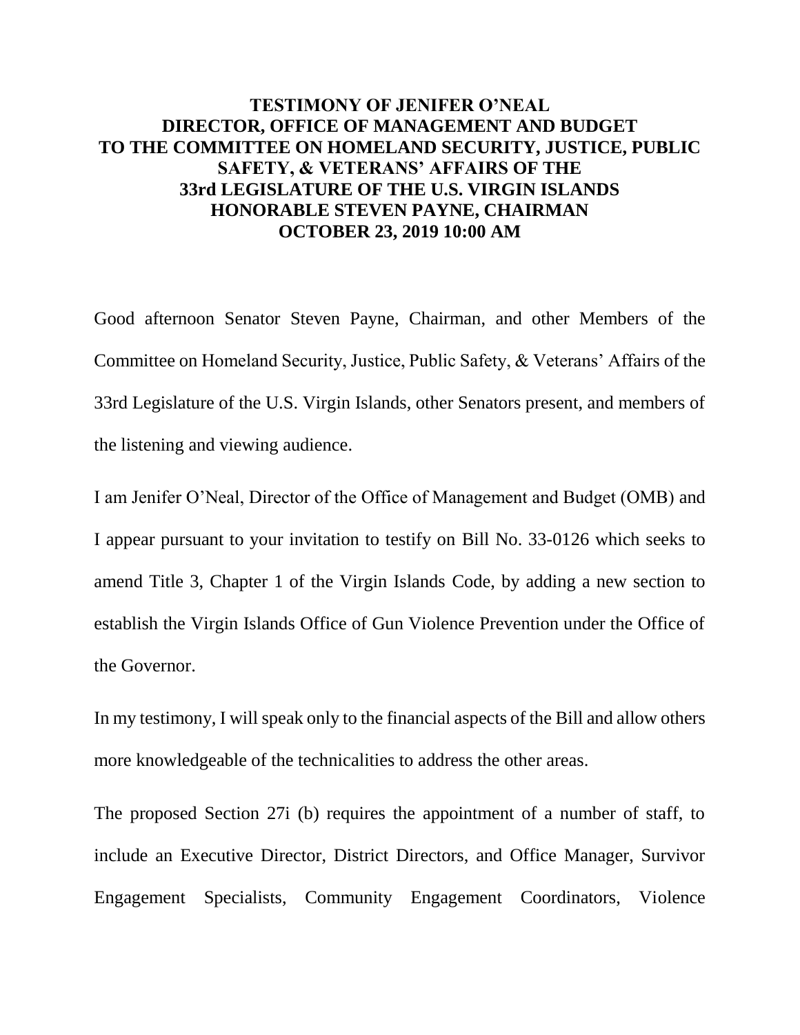**TESTIMONY OF JENIFER O'NEAL**
**DIRECTOR, OFFICE OF MANAGEMENT AND BUDGET**
**TO THE COMMITTEE ON HOMELAND SECURITY, JUSTICE, PUBLIC SAFETY, & VETERANS' AFFAIRS OF THE**
**33rd LEGISLATURE OF THE U.S. VIRGIN ISLANDS**
**HONORABLE STEVEN PAYNE, CHAIRMAN**
**OCTOBER 23, 2019 10:00 AM**

Good afternoon Senator Steven Payne, Chairman, and other Members of the Committee on Homeland Security, Justice, Public Safety, & Veterans' Affairs of the 33rd Legislature of the U.S. Virgin Islands, other Senators present, and members of the listening and viewing audience.

I am Jenifer O'Neal, Director of the Office of Management and Budget (OMB) and I appear pursuant to your invitation to testify on Bill No. 33-0126 which seeks to amend Title 3, Chapter 1 of the Virgin Islands Code, by adding a new section to establish the Virgin Islands Office of Gun Violence Prevention under the Office of the Governor.

In my testimony, I will speak only to the financial aspects of the Bill and allow others more knowledgeable of the technicalities to address the other areas.

The proposed Section 27i (b) requires the appointment of a number of staff, to include an Executive Director, District Directors, and Office Manager, Survivor Engagement Specialists, Community Engagement Coordinators, Violence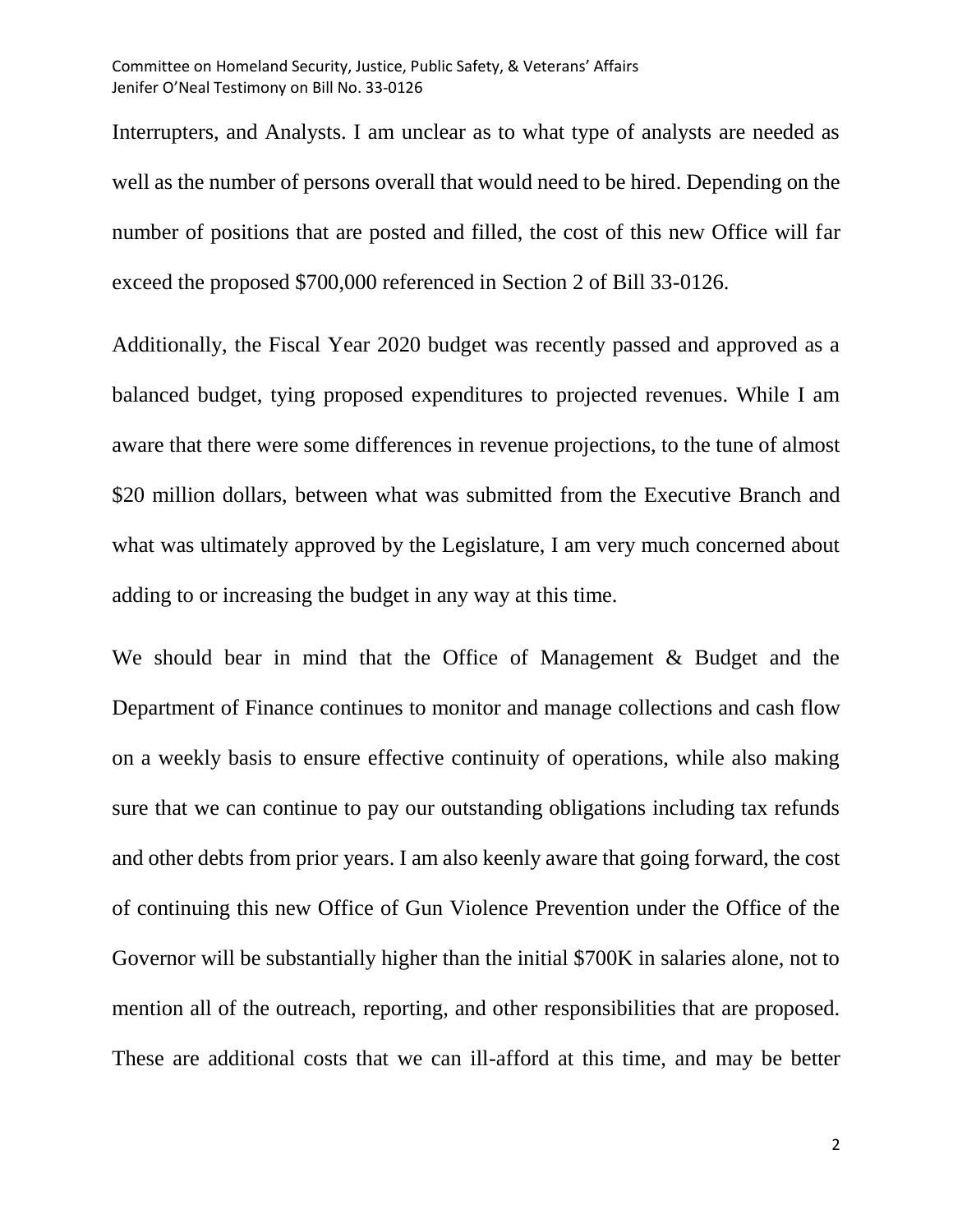Interrupters, and Analysts. I am unclear as to what type of analysts are needed as well as the number of persons overall that would need to be hired. Depending on the number of positions that are posted and filled, the cost of this new Office will far exceed the proposed $700,000 referenced in Section 2 of Bill 33-0126.

Additionally, the Fiscal Year 2020 budget was recently passed and approved as a balanced budget, tying proposed expenditures to projected revenues. While I am aware that there were some differences in revenue projections, to the tune of almost $20 million dollars, between what was submitted from the Executive Branch and what was ultimately approved by the Legislature, I am very much concerned about adding to or increasing the budget in any way at this time.

We should bear in mind that the Office of Management & Budget and the Department of Finance continues to monitor and manage collections and cash flow on a weekly basis to ensure effective continuity of operations, while also making sure that we can continue to pay our outstanding obligations including tax refunds and other debts from prior years. I am also keenly aware that going forward, the cost of continuing this new Office of Gun Violence Prevention under the Office of the Governor will be substantially higher than the initial $700K in salaries alone, not to mention all of the outreach, reporting, and other responsibilities that are proposed. These are additional costs that we can ill-afford at this time, and may be better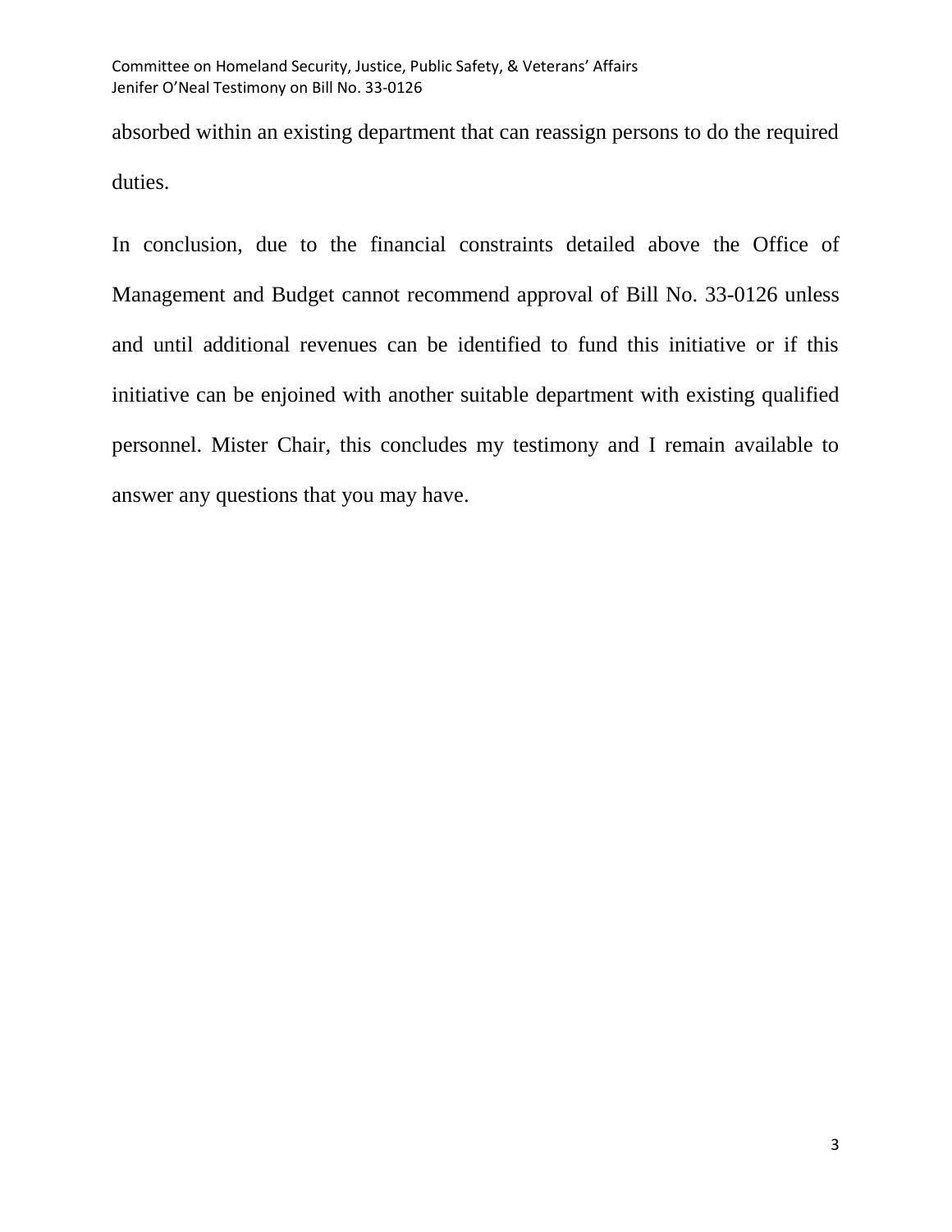absorbed within an existing department that can reassign persons to do the required duties.

In conclusion, due to the financial constraints detailed above the Office of Management and Budget cannot recommend approval of Bill No. 33-0126 unless and until additional revenues can be identified to fund this initiative or if this initiative can be enjoined with another suitable department with existing qualified personnel. Mister Chair, this concludes my testimony and I remain available to answer any questions that you may have.